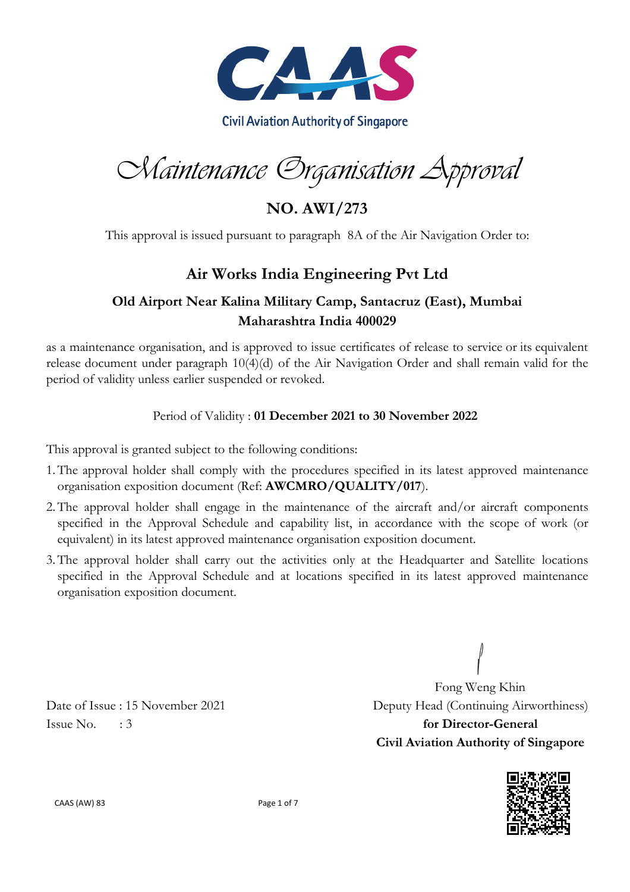Civil Aviation Authority of Singapore

# Maintenance Organisation Approval

## NO. AWI/273

This approval is issued pursuant to paragraph 8A of the Air Navigation Order to:

## Air Works India Engineering Pvt Ltd

### Old Airport Near Kalina Military Camp, Santacruz (East), Mumbai Maharashtra India 400029

as a maintenance organisation, and is approved to issue certificates of release to service or its equivalent release document under paragraph 10(4)(d) of the Air Navigation Order and shall remain valid for the period of validity unless earlier suspended or revoked.

Period of Validity : **01 December 2021 to 30 November 2022**

This approval is granted subject to the following conditions:

1. The approval holder shall comply with the procedures specified in its latest approved maintenance organisation exposition document (Ref: **AWCMRO/QUALITY/017**).
2. The approval holder shall engage in the maintenance of the aircraft and/or aircraft components specified in the Approval Schedule and capability list, in accordance with the scope of work (or equivalent) in its latest approved maintenance organisation exposition document.
3. The approval holder shall carry out the activities only at the Headquarter and Satellite locations specified in the Approval Schedule and at locations specified in its latest approved maintenance organisation exposition document.

Fong Weng Khin
Deputy Head (Continuing Airworthiness)
**for Director-General**
**Civil Aviation Authority of Singapore**

Date of Issue : 15 November 2021
Issue No. : 3

CAAS (AW) 83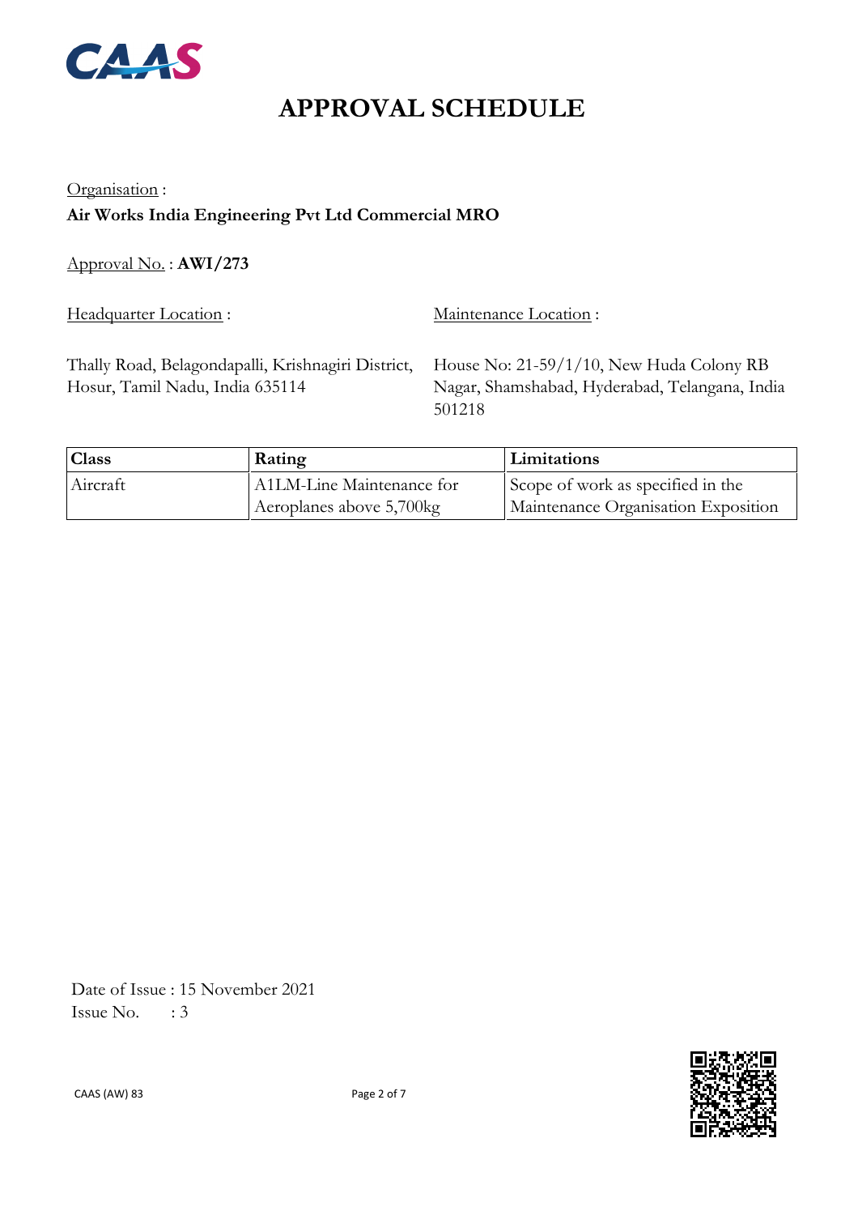# APPROVAL SCHEDULE

Organisation :

**Air Works India Engineering Pvt Ltd Commercial MRO**

Approval No. : **AWI/273**

Headquarter Location :

Thally Road, Belagondapalli, Krishnagiri District, Hosur, Tamil Nadu, India 635114

Maintenance Location :

House No: 21-59/1/10, New Huda Colony RB Nagar, Shamshabad, Hyderabad, Telangana, India 501218

| Class | Rating | Limitations |
|---|---|---|
| Aircraft | A1LM-Line Maintenance for Aeroplanes above 5,700kg | Scope of work as specified in the Maintenance Organisation Exposition |

Date of Issue : 15 November 2021

Issue No. : 3

CAAS (AW) 83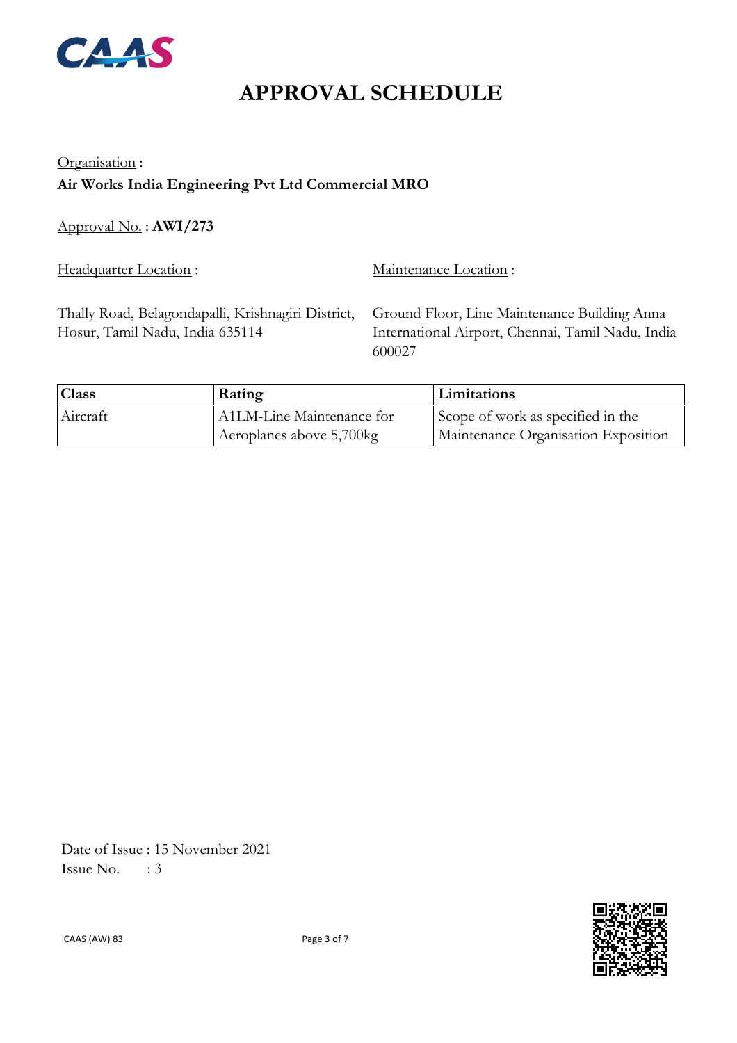# APPROVAL SCHEDULE

Organisation :

**Air Works India Engineering Pvt Ltd Commercial MRO**

Approval No. : **AWI/273**

Headquarter Location :

Thally Road, Belagondapalli, Krishnagiri District, Hosur, Tamil Nadu, India 635114

Maintenance Location :

Ground Floor, Line Maintenance Building Anna International Airport, Chennai, Tamil Nadu, India 600027

| Class | Rating | Limitations |
|---|---|---|
| Aircraft | A1LM-Line Maintenance for Aeroplanes above 5,700kg | Scope of work as specified in the Maintenance Organisation Exposition |

Date of Issue : 15 November 2021

Issue No. : 3

CAAS (AW) 83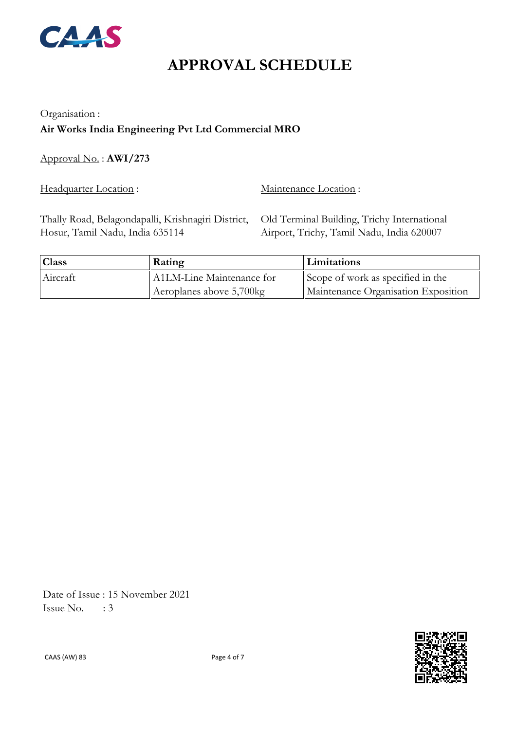# APPROVAL SCHEDULE

Organisation :

**Air Works India Engineering Pvt Ltd Commercial MRO**

Approval No. : **AWI/273**

Headquarter Location :

Thally Road, Belagondapalli, Krishnagiri District, Hosur, Tamil Nadu, India 635114

Maintenance Location :

Old Terminal Building, Trichy International Airport, Trichy, Tamil Nadu, India 620007

| Class | Rating | Limitations |
|---|---|---|
| Aircraft | A1LM-Line Maintenance for Aeroplanes above 5,700kg | Scope of work as specified in the Maintenance Organisation Exposition |

Date of Issue : 15 November 2021

Issue No. : 3

CAAS (AW) 83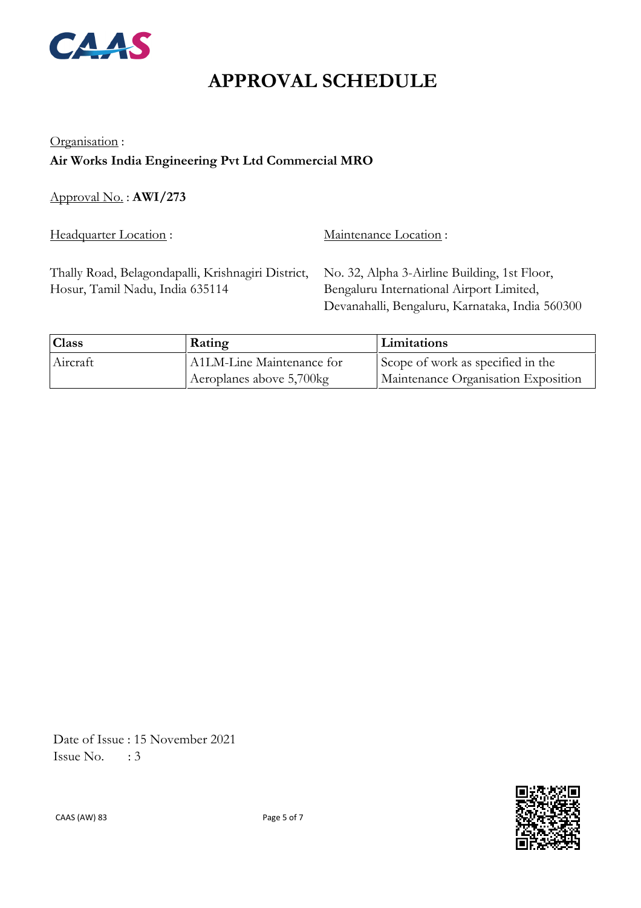# APPROVAL SCHEDULE

Organisation :

**Air Works India Engineering Pvt Ltd Commercial MRO**

Approval No. : **AWI/273**

Headquarter Location :

Thally Road, Belagondapalli, Krishnagiri District,
Hosur, Tamil Nadu, India 635114

Maintenance Location :

No. 32, Alpha 3-Airline Building, 1st Floor,
Bengaluru International Airport Limited,
Devanahalli, Bengaluru, Karnataka, India 560300

| Class | Rating | Limitations |
|---|---|---|
| Aircraft | A1LM-Line Maintenance for Aeroplanes above 5,700kg | Scope of work as specified in the Maintenance Organisation Exposition |

Date of Issue : 15 November 2021
Issue No. : 3

CAAS (AW) 83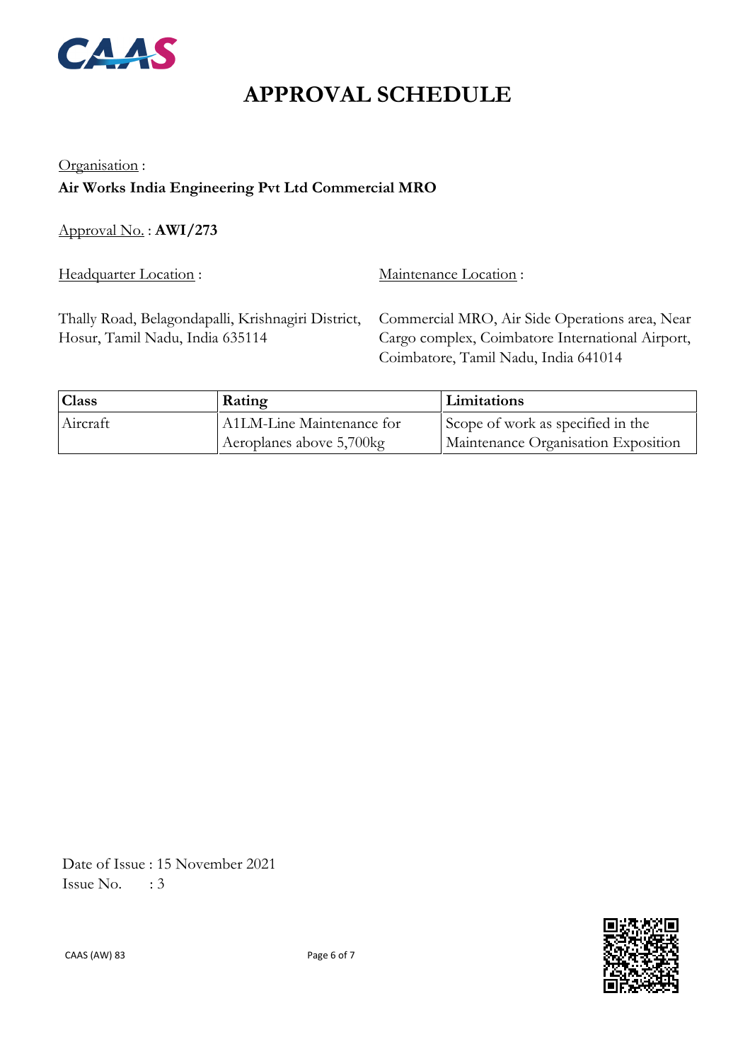# APPROVAL SCHEDULE

Organisation :
**Air Works India Engineering Pvt Ltd Commercial MRO**

Approval No. : **AWI/273**

Headquarter Location :

Thally Road, Belagondapalli, Krishnagiri District, Hosur, Tamil Nadu, India 635114

Maintenance Location :

Commercial MRO, Air Side Operations area, Near Cargo complex, Coimbatore International Airport, Coimbatore, Tamil Nadu, India 641014

| Class | Rating | Limitations |
|---|---|---|
| Aircraft | A1LM-Line Maintenance for Aeroplanes above 5,700kg | Scope of work as specified in the Maintenance Organisation Exposition |

Date of Issue : 15 November 2021
Issue No. : 3

CAAS (AW) 83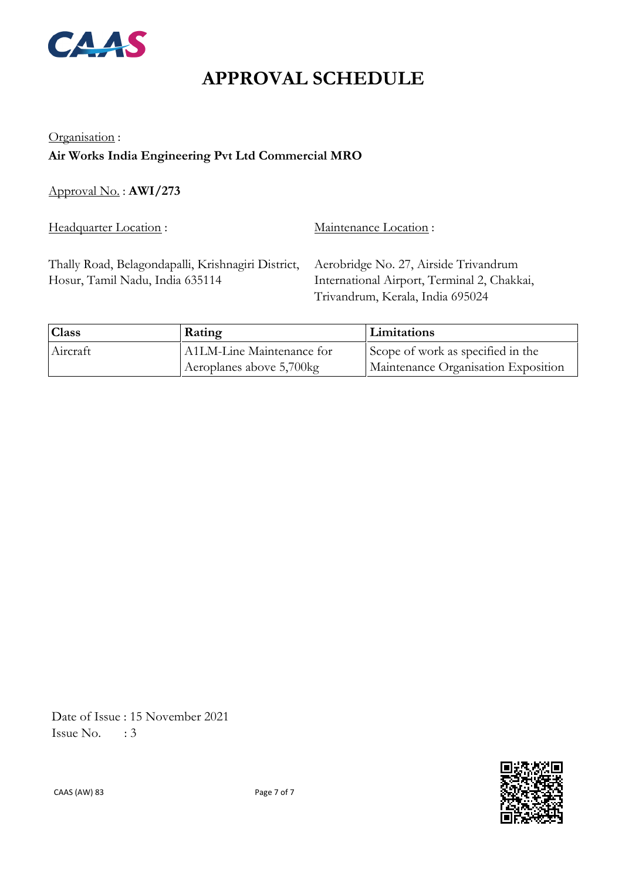# APPROVAL SCHEDULE

Organisation :

**Air Works India Engineering Pvt Ltd Commercial MRO**

Approval No. : **AWI/273**

Headquarter Location :

Thally Road, Belagondapalli, Krishnagiri District, Hosur, Tamil Nadu, India 635114

Maintenance Location :

Aerobridge No. 27, Airside Trivandrum International Airport, Terminal 2, Chakkai, Trivandrum, Kerala, India 695024

| Class | Rating | Limitations |
| --- | --- | --- |
| Aircraft | A1LM-Line Maintenance for Aeroplanes above 5,700kg | Scope of work as specified in the Maintenance Organisation Exposition |

Date of Issue : 15 November 2021

Issue No. : 3

CAAS (AW) 83